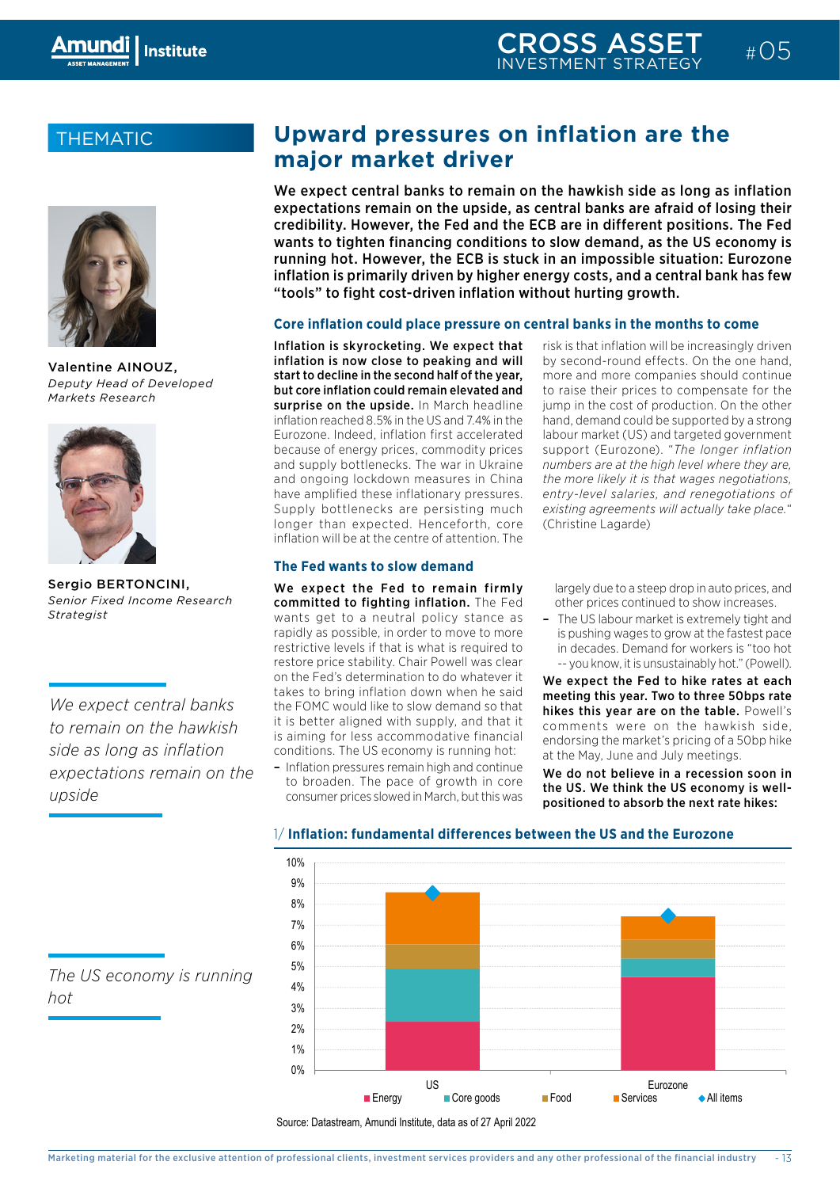THEMATIC

Valentine AINOUZ,
*Deputy Head of Developed Markets Research*

Sergio BERTONCINI,
*Senior Fixed Income Research Strategist*

# Upward pressures on inflation are the major market driver

**We expect central banks to remain on the hawkish side as long as inflation expectations remain on the upside, as central banks are afraid of losing their credibility. However, the Fed and the ECB are in different positions. The Fed wants to tighten financing conditions to slow demand, as the US economy is running hot. However, the ECB is stuck in an impossible situation: Eurozone inflation is primarily driven by higher energy costs, and a central bank has few "tools" to fight cost-driven inflation without hurting growth.**

## Core inflation could place pressure on central banks in the months to come

**Inflation is skyrocketing. We expect that inflation is now close to peaking and will start to decline in the second half of the year, but core inflation could remain elevated and surprise on the upside.** In March headline inflation reached 8.5% in the US and 7.4% in the Eurozone. Indeed, inflation first accelerated because of energy prices, commodity prices and supply bottlenecks. The war in Ukraine and ongoing lockdown measures in China have amplified these inflationary pressures. Supply bottlenecks are persisting much longer than expected. Henceforth, core inflation will be at the centre of attention. The risk is that inflation will be increasingly driven by second-round effects. On the one hand, more and more companies should continue to raise their prices to compensate for the jump in the cost of production. On the other hand, demand could be supported by a strong labour market (US) and targeted government support (Eurozone). "*The longer inflation numbers are at the high level where they are, the more likely it is that wages negotiations, entry-level salaries, and renegotiations of existing agreements will actually take place.*" (Christine Lagarde)

*We expect central banks to remain on the hawkish side as long as inflation expectations remain on the upside*

## The Fed wants to slow demand

**We expect the Fed to remain firmly committed to fighting inflation.** The Fed wants get to a neutral policy stance as rapidly as possible, in order to move to more restrictive levels if that is what is required to restore price stability. Chair Powell was clear on the Fed's determination to do whatever it takes to bring inflation down when he said the FOMC would like to slow demand so that it is better aligned with supply, and that it is aiming for less accommodative financial conditions. The US economy is running hot:

- Inflation pressures remain high and continue to broaden. The pace of growth in core consumer prices slowed in March, but this was largely due to a steep drop in auto prices, and other prices continued to show increases.
- The US labour market is extremely tight and is pushing wages to grow at the fastest pace in decades. Demand for workers is "too hot -- you know, it is unsustainably hot." (Powell).

**We expect the Fed to hike rates at each meeting this year. Two to three 50bps rate hikes this year are on the table.** Powell's comments were on the hawkish side, endorsing the market's pricing of a 50bp hike at the May, June and July meetings.

**We do not believe in a recession soon in the US. We think the US economy is well-positioned to absorb the next rate hikes:**

*The US economy is running hot*

1/ **Inflation: fundamental differences between the US and the Eurozone**

Source: Datastream, Amundi Institute, data as of 27 April 2022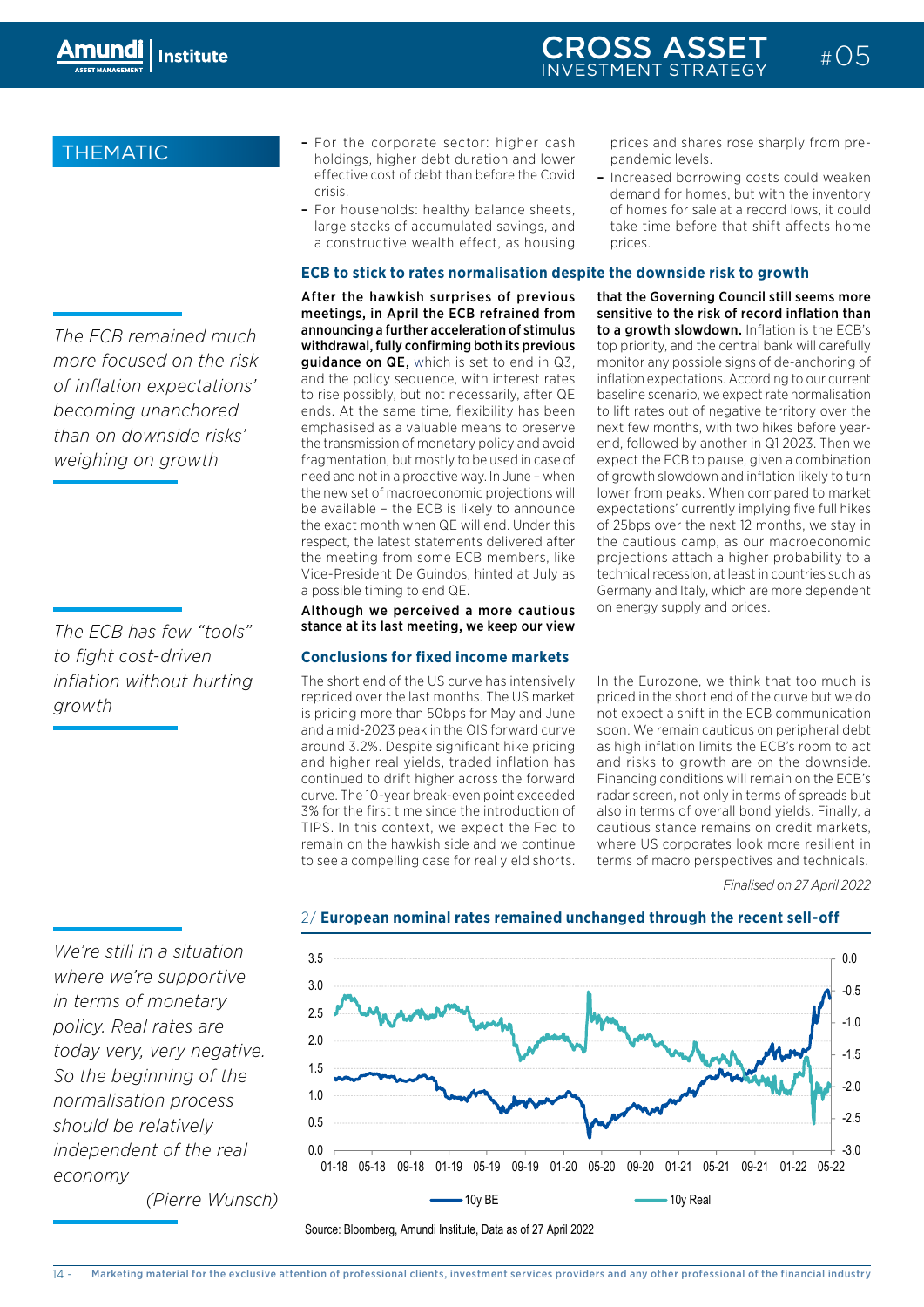## THEMATIC

- For the corporate sector: higher cash holdings, higher debt duration and lower effective cost of debt than before the Covid crisis.
- For households: healthy balance sheets, large stacks of accumulated savings, and a constructive wealth effect, as housing prices and shares rose sharply from pre-pandemic levels.
- Increased borrowing costs could weaken demand for homes, but with the inventory of homes for sale at a record lows, it could take time before that shift affects home prices.

### ECB to stick to rates normalisation despite the downside risk to growth

*The ECB remained much more focused on the risk of inflation expectations' becoming unanchored than on downside risks' weighing on growth*

**After the hawkish surprises of previous meetings, in April the ECB refrained from announcing a further acceleration of stimulus withdrawal, fully confirming both its previous guidance on QE,** which is set to end in Q3, and the policy sequence, with interest rates to rise possibly, but not necessarily, after QE ends. At the same time, flexibility has been emphasised as a valuable means to preserve the transmission of monetary policy and avoid fragmentation, but mostly to be used in case of need and not in a proactive way. In June – when the new set of macroeconomic projections will be available – the ECB is likely to announce the exact month when QE will end. Under this respect, the latest statements delivered after the meeting from some ECB members, like Vice-President De Guindos, hinted at July as a possible timing to end QE.

*The ECB has few "tools" to fight cost-driven inflation without hurting growth*

**Although we perceived a more cautious stance at its last meeting, we keep our view that the Governing Council still seems more sensitive to the risk of record inflation than to a growth slowdown.** Inflation is the ECB's top priority, and the central bank will carefully monitor any possible signs of de-anchoring of inflation expectations. According to our current baseline scenario, we expect rate normalisation to lift rates out of negative territory over the next few months, with two hikes before year-end, followed by another in Q1 2023. Then we expect the ECB to pause, given a combination of growth slowdown and inflation likely to turn lower from peaks. When compared to market expectations' currently implying five full hikes of 25bps over the next 12 months, we stay in the cautious camp, as our macroeconomic projections attach a higher probability to a technical recession, at least in countries such as Germany and Italy, which are more dependent on energy supply and prices.

### Conclusions for fixed income markets

The short end of the US curve has intensively repriced over the last months. The US market is pricing more than 50bps for May and June and a mid-2023 peak in the OIS forward curve around 3.2%. Despite significant hike pricing and higher real yields, traded inflation has continued to drift higher across the forward curve. The 10-year break-even point exceeded 3% for the first time since the introduction of TIPS. In this context, we expect the Fed to remain on the hawkish side and we continue to see a compelling case for real yield shorts.

In the Eurozone, we think that too much is priced in the short end of the curve but we do not expect a shift in the ECB communication soon. We remain cautious on peripheral debt as high inflation limits the ECB's room to act and risks to growth are on the downside. Financing conditions will remain on the ECB's radar screen, not only in terms of spreads but also in terms of overall bond yields. Finally, a cautious stance remains on credit markets, where US corporates look more resilient in terms of macro perspectives and technicals.

*Finalised on 27 April 2022*

*We're still in a situation where we're supportive in terms of monetary policy. Real rates are today very, very negative. So the beginning of the normalisation process should be relatively independent of the real economy*

*(Pierre Wunsch)*

2/ **European nominal rates remained unchanged through the recent sell-off**

Source: Bloomberg, Amundi Institute, Data as of 27 April 2022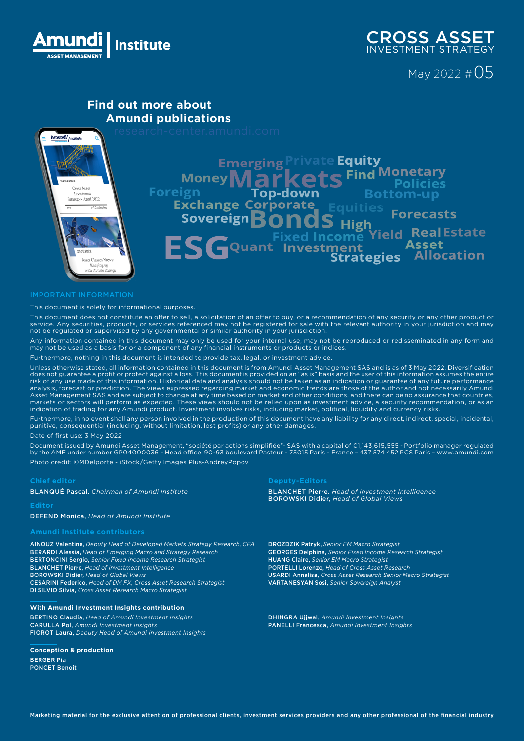Amundi ASSET MANAGEMENT | Institute

# CROSS ASSET
INVESTMENT STRATEGY

May 2022 #05

## Find out more about Amundi publications

research-center.amundi.com

Emerging Private Equity Money Markets Find Monetary Policies Foreign Top-down Bottom-up Exchange Corporate Equities Sovereign Bonds High Forecasts Fixed Income Yield Real Estate ESG Quant Investment Asset Strategies Allocation

### IMPORTANT INFORMATION

This document is solely for informational purposes.

This document does not constitute an offer to sell, a solicitation of an offer to buy, or a recommendation of any security or any other product or service. Any securities, products, or services referenced may not be registered for sale with the relevant authority in your jurisdiction and may not be regulated or supervised by any governmental or similar authority in your jurisdiction.

Any information contained in this document may only be used for your internal use, may not be reproduced or redisseminated in any form and may not be used as a basis for or a component of any financial instruments or products or indices.

Furthermore, nothing in this document is intended to provide tax, legal, or investment advice.

Unless otherwise stated, all information contained in this document is from Amundi Asset Management SAS and is as of 3 May 2022. Diversification does not guarantee a profit or protect against a loss. This document is provided on an "as is" basis and the user of this information assumes the entire risk of any use made of this information. Historical data and analysis should not be taken as an indication or guarantee of any future performance analysis, forecast or prediction. The views expressed regarding market and economic trends are those of the author and not necessarily Amundi Asset Management SAS and are subject to change at any time based on market and other conditions, and there can be no assurance that countries, markets or sectors will perform as expected. These views should not be relied upon as investment advice, a security recommendation, or as an indication of trading for any Amundi product. Investment involves risks, including market, political, liquidity and currency risks.

Furthermore, in no event shall any person involved in the production of this document have any liability for any direct, indirect, special, incidental, punitive, consequential (including, without limitation, lost profits) or any other damages.

Date of first use: 3 May 2022

Document issued by Amundi Asset Management, "société par actions simplifiée"- SAS with a capital of €1,143,615,555 - Portfolio manager regulated by the AMF under number GP04000036 – Head office: 90-93 boulevard Pasteur – 75015 Paris – France – 437 574 452 RCS Paris – www.amundi.com

Photo credit: ©MDelporte - iStock/Getty Images Plus-AndreyPopov

#### Chief editor

BLANQUÉ Pascal, *Chairman of Amundi Institute*

#### Editor

DEFEND Monica, *Head of Amundi Institute*

#### Deputy-Editors

BLANCHET Pierre, *Head of Investment Intelligence*
BOROWSKI Didier, *Head of Global Views*

#### Amundi Institute contributors

AINOUZ Valentine, *Deputy Head of Developed Markets Strategy Research, CFA*
BERARDI Alessia, *Head of Emerging Macro and Strategy Research*
BERTONCINI Sergio, *Senior Fixed Income Research Strategist*
BLANCHET Pierre, *Head of Investment Intelligence*
BOROWSKI Didier, *Head of Global Views*
CESARINI Federico, *Head of DM FX, Cross Asset Research Strategist*
DI SILVIO Silvia, *Cross Asset Research Macro Strategist*
DROZDZIK Patryk, *Senior EM Macro Strategist*
GEORGES Delphine, *Senior Fixed Income Research Strategist*
HUANG Claire, *Senior EM Macro Strategist*
PORTELLI Lorenzo, *Head of Cross Asset Research*
USARDI Annalisa, *Cross Asset Research Senior Macro Strategist*
VARTANESYAN Sosi, *Senior Sovereign Analyst*

#### With Amundi Investment Insights contribution

BERTINO Claudia, *Head of Amundi Investment Insights*
CARULLA Pol, *Amundi Investment Insights*
FIOROT Laura, *Deputy Head of Amundi Investment Insights*
DHINGRA Ujjwal, *Amundi Investment Insights*
PANELLI Francesca, *Amundi Investment Insights*

#### Conception & production

BERGER Pia
PONCET Benoit

**Marketing material for the exclusive attention of professional clients, investment services providers and any other professional of the financial industry**